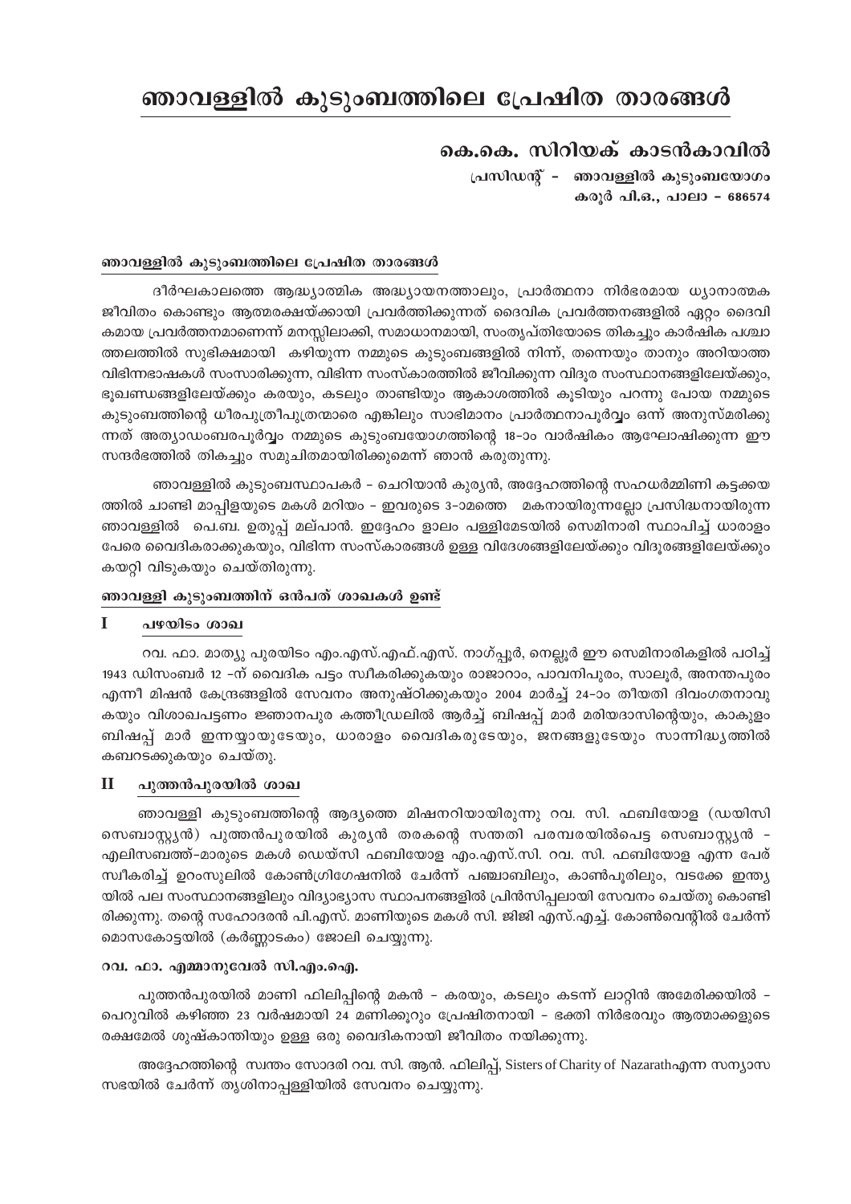# ഞാവള്ളിൽ കുടുംബത്തിലെ പ്രേഷിത താരങ്ങൾ

## കെ.കെ. സിറിയക് കാടൻകാവിൽ

പ്രസിഡന്റ് - ഞാവള്ളിൽ കുടുംബയോഗം
കരൂർ പി.ഒ., പാലാ - 686574

### ഞാവള്ളിൽ കുടുംബത്തിലെ പ്രേഷിത താരങ്ങൾ

ദീർഘകാലത്തെ ആദ്ധ്യാത്മിക അദ്ധ്യായനത്താലും, പ്രാർത്ഥനാ നിർഭരമായ ധ്യാനാത്മക ജീവിതം കൊണ്ടും ആത്മരക്ഷയ്ക്കായി പ്രവർത്തിക്കുന്നത് ദൈവിക പ്രവർത്തനങ്ങളിൽ ഏറ്റം ദൈവികമായ പ്രവർത്തനമാണെന്ന് മനസ്സിലാക്കി, സമാധാനമായി, സംതൃപ്തിയോടെ തികച്ചും കാർഷിക പശ്ചാത്തലത്തിൽ സുഭിക്ഷമായി കഴിയുന്ന നമ്മുടെ കുടുംബങ്ങളിൽ നിന്ന്, തന്നെയും താനും അറിയാത്ത വിഭിന്നഭാഷകൾ സംസാരിക്കുന്ന, വിഭിന്ന സംസ്കാരത്തിൽ ജീവിക്കുന്ന വിദൂര സംസ്ഥാനങ്ങളിലേയ്ക്കും, ഭൂഖണ്ഡങ്ങളിലേയ്ക്കും കരയും, കടലും താണ്ടിയും ആകാശത്തിൽ കൂടിയും പറന്നു പോയ നമ്മുടെ കുടുംബത്തിന്റെ ധീരപുത്രീപുത്രന്മാരെ എങ്കിലും സാഭിമാനം പ്രാർത്ഥനാപൂർവ്വം ഒന്ന് അനുസ്മരിക്കുന്നത് അത്യാഡംബരപൂർവ്വം നമ്മുടെ കുടുംബയോഗത്തിന്റെ 18-ാം വാർഷികം ആഘോഷിക്കുന്ന ഈ സന്ദർഭത്തിൽ തികച്ചും സമുചിതമായിരിക്കുമെന്ന് ഞാൻ കരുതുന്നു.

ഞാവള്ളിൽ കുടുംബസ്ഥാപകർ - ചെറിയാൻ കുര്യൻ, അദ്ദേഹത്തിന്റെ സഹധർമ്മിണി കട്ടക്കയത്തിൽ ചാണ്ടി മാപ്പിളയുടെ മകൾ മറിയം - ഇവരുടെ 3-ാമത്തെ മകനായിരുന്നല്ലോ പ്രസിദ്ധനായിരുന്ന ഞാവള്ളിൽ പെ.ബ. ഉതുപ്പ് മല്പാൻ. ഇദ്ദേഹം ഓലം പള്ളിമേടയിൽ സെമിനാരി സ്ഥാപിച്ച് ധാരാളം പേരെ വൈദികരാക്കുകയും, വിഭിന്ന സംസ്കാരങ്ങൾ ഉള്ള വിദേശങ്ങളിലേയ്ക്കും വിദൂരങ്ങളിലേയ്ക്കും കയറ്റി വിടുകയും ചെയ്തിരുന്നു.

### ഞാവള്ളി കുടുംബത്തിന് ഒൻപത് ശാഖകൾ ഉണ്ട്

### I പഴയിടം ശാഖ

റവ. ഫാ. മാത്യു പുരയിടം എം.എസ്.എഫ്.എസ്. നാഗ്പ്പൂർ, നെല്ലൂർ ഈ സെമിനാരികളിൽ പഠിച്ച് 1943 ഡിസംബർ 12 -ന് വൈദിക പട്ടം സ്വീകരിക്കുകയും രാജാറാം, പാവനിപുരം, സാലൂർ, അനന്തപുരം എന്നീ മിഷൻ കേന്ദ്രങ്ങളിൽ സേവനം അനുഷ്ഠിക്കുകയും 2004 മാർച്ച് 24-ാം തീയതി ദിവംഗതനാവുകയും വിശാഖപട്ടണം ജ്ഞാനപുര കത്തീഡ്രലിൽ ആർച്ച് ബിഷപ്പ് മാർ മരിയദാസിന്റെയും, കാകുളം ബിഷപ്പ് മാർ ഇന്നയ്യായുടേയും, ധാരാളം വൈദികരുടേയും, ജനങ്ങളുടേയും സാന്നിദ്ധ്യത്തിൽ കബറടക്കുകയും ചെയ്തു.

### II പുത്തൻപുരയിൽ ശാഖ

ഞാവള്ളി കുടുംബത്തിന്റെ ആദ്യത്തെ മിഷനറിയായിരുന്നു റവ. സി. ഫബിയോള (ഡയിസി സെബാസ്റ്റ്യൻ) പുത്തൻപുരയിൽ കുര്യൻ തരകന്റെ സന്തതി പരമ്പരയിൽപെട്ട സെബാസ്റ്റ്യൻ - എലിസബത്ത്-മാരുടെ മകൾ ഡെയ്സി ഫബിയോള എം.എസ്.സി. റവ. സി. ഫബിയോള എന്ന പേര് സ്വീകരിച്ച് ഉറംസുലിൽ കോൺഗ്രിഗേഷനിൽ ചേർന്ന് പഞ്ചാബിലും, കാൺപൂരിലും, വടക്കേ ഇന്ത്യയിൽ പല സംസ്ഥാനങ്ങളിലും വിദ്യാഭ്യാസ സ്ഥാപനങ്ങളിൽ പ്രിൻസിപ്പലായി സേവനം ചെയ്തു കൊണ്ടിരിക്കുന്നു. തന്റെ സഹോദരൻ പി.എസ്. മാണിയുടെ മകൾ സി. ജിജി എസ്.എച്ച്. കോൺവെന്റിൽ ചേർന്ന് മൊസകോട്ടയിൽ (കർണ്ണാടകം) ജോലി ചെയ്യുന്നു.

#### റവ. ഫാ. എമ്മാനുവേൽ സി.എം.ഐ.

പുത്തൻപുരയിൽ മാണി ഫിലിപ്പിന്റെ മകൻ - കരയും, കടലും കടന്ന് ലാറ്റിൻ അമേരിക്കയിൽ - പെറുവിൽ കഴിഞ്ഞ 23 വർഷമായി 24 മണിക്കൂറും പ്രേഷിതനായി - ഭക്തി നിർഭരവും ആത്മാക്കളുടെ രക്ഷമേൽ ശുഷ്കാന്തിയും ഉള്ള ഒരു വൈദികനായി ജീവിതം നയിക്കുന്നു.

അദ്ദേഹത്തിന്റെ സ്വന്തം സോദരി റവ. സി. ആൻ. ഫിലിപ്പ്, Sisters of Charity of Nazarathഎന്ന സന്യാസ സഭയിൽ ചേർന്ന് തൃശിനാപ്പള്ളിയിൽ സേവനം ചെയ്യുന്നു.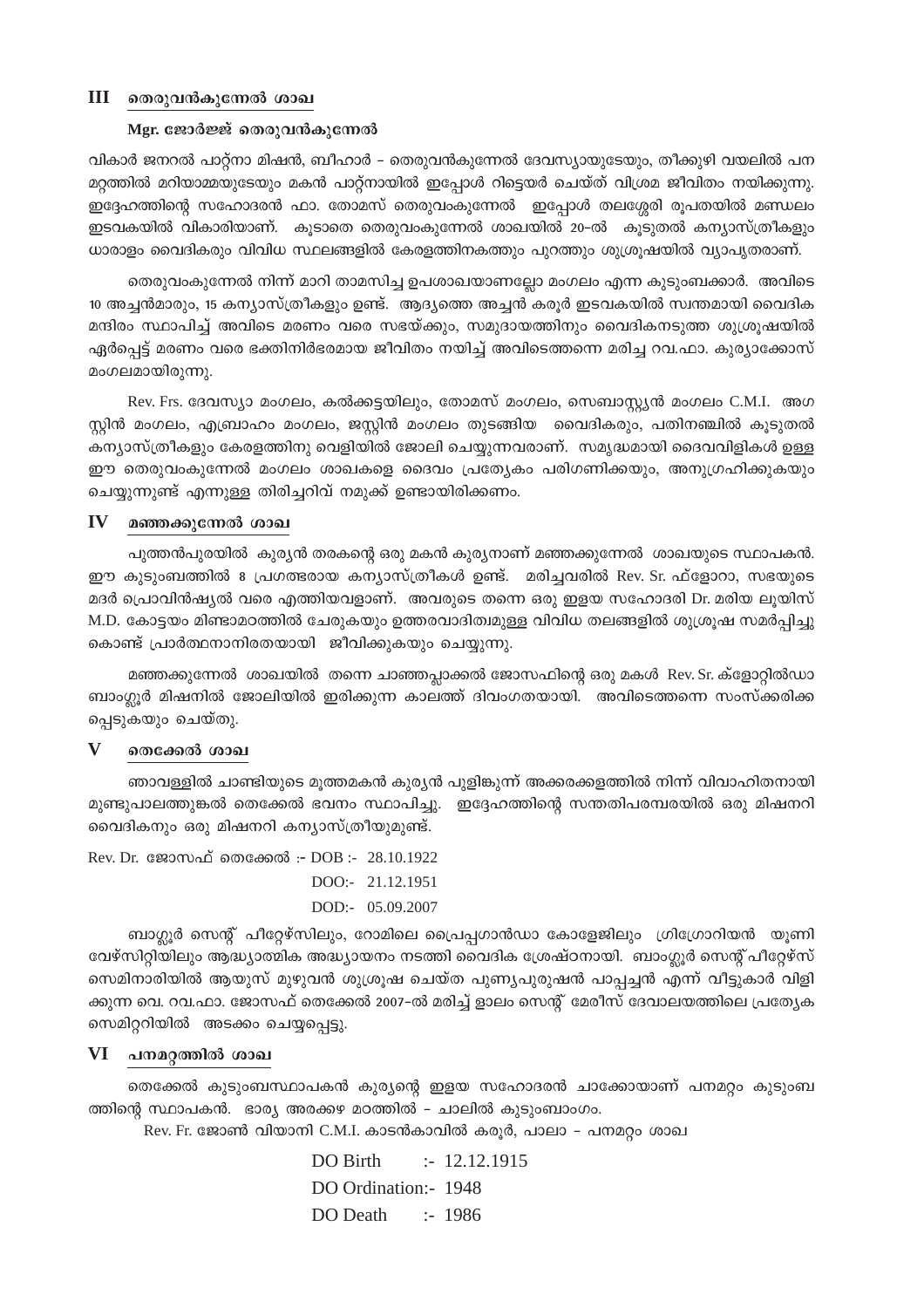## III തെരുവൻകുന്നേൽ ശാഖ

**Mgr. ജോർജ്ജ് തെരുവൻകുന്നേൽ**

വികാർ ജനറൽ പാറ്റ്നാ മിഷൻ, ബീഹാർ – തെരുവൻകുന്നേൽ ദേവസ്യായുടേയും, തീക്കുഴി വയലിൽ പന മറ്റത്തിൽ മറിയാമ്മയുടേയും മകൻ പാറ്റ്നായിൽ ഇപ്പോൾ റിട്ടെയർ ചെയ്ത് വിശ്രമ ജീവിതം നയിക്കുന്നു. ഇദ്ദേഹത്തിന്റെ സഹോദരൻ ഫാ. തോമസ് തെരുവംകുന്നേൽ ഇപ്പോൾ തലശ്ശേരി രൂപതയിൽ മണ്ഡലം ഇടവകയിൽ വികാരിയാണ്. കൂടാതെ തെരുവംകുന്നേൽ ശാഖയിൽ 20–ൽ കൂടുതൽ കന്യാസ്ത്രീകളും ധാരാളം വൈദികരും വിവിധ സ്ഥലങ്ങളിൽ കേരളത്തിനകത്തും പുറത്തും ശുശ്രൂഷയിൽ വ്യാപൃതരാണ്.

തെരുവംകുന്നേൽ നിന്ന് മാറി താമസിച്ച ഉപശാഖയാണല്ലോ മംഗലം എന്ന കുടുംബക്കാർ. അവിടെ 10 അച്ചൻമാരും, 15 കന്യാസ്ത്രീകളും ഉണ്ട്. ആദ്യത്തെ അച്ചൻ കരൂർ ഇടവകയിൽ സ്വന്തമായി വൈദിക മന്ദിരം സ്ഥാപിച്ച് അവിടെ മരണം വരെ സഭയ്ക്കും, സമുദായത്തിനും വൈദികനടുത്ത ശുശ്രൂഷയിൽ ഏർപ്പെട്ട് മരണം വരെ ഭക്തിനിർഭരമായ ജീവിതം നയിച്ച് അവിടെത്തന്നെ മരിച്ച റവ.ഫാ. കുര്യാക്കോസ് മംഗലമായിരുന്നു.

Rev. Frs. ദേവസ്യാ മംഗലം, കൽക്കട്ടയിലും, തോമസ് മംഗലം, സെബാസ്റ്റ്യൻ മംഗലം C.M.I. അഗസ്റ്റിൻ മംഗലം, എബ്രാഹം മംഗലം, ജസ്റ്റിൻ മംഗലം തുടങ്ങിയ വൈദികരും, പതിനഞ്ചിൽ കൂടുതൽ കന്യാസ്ത്രീകളും കേരളത്തിനു വെളിയിൽ ജോലി ചെയ്യുന്നവരാണ്. സമൃദ്ധമായി ദൈവവിളികൾ ഉള്ള ഈ തെരുവംകുന്നേൽ മംഗലം ശാഖകളെ ദൈവം പ്രത്യേകം പരിഗണിക്കയും, അനുഗ്രഹിക്കുകയും ചെയ്യുന്നുണ്ട് എന്നുള്ള തിരിച്ചറിവ് നമുക്ക് ഉണ്ടായിരിക്കണം.

## IV മഞ്ഞക്കുന്നേൽ ശാഖ

പുത്തൻപുരയിൽ കുര്യൻ തരകന്റെ ഒരു മകൻ കുര്യനാണ് മഞ്ഞക്കുന്നേൽ ശാഖയുടെ സ്ഥാപകൻ. ഈ കുടുംബത്തിൽ 8 പ്രഗത്ഭരായ കന്യാസ്ത്രീകൾ ഉണ്ട്. മരിച്ചവരിൽ Rev. Sr. ഫ്ളോറാ, സഭയുടെ മദർ പ്രൊവിൻഷ്യൽ വരെ എത്തിയവളാണ്. അവരുടെ തന്നെ ഒരു ഇളയ സഹോദരി Dr. മരിയ ലൂയിസ് M.D. കോട്ടയം മിണ്ടാമഠത്തിൽ ചേരുകയും ഉത്തരവാദിത്വമുള്ള വിവിധ തലങ്ങളിൽ ശുശ്രൂഷ സമർപ്പിച്ചു കൊണ്ട് പ്രാർത്ഥനാനിരതയായി ജീവിക്കുകയും ചെയ്യുന്നു.

മഞ്ഞക്കുന്നേൽ ശാഖയിൽ തന്നെ ചാഞ്ഞപ്ലാക്കൽ ജോസഫിന്റെ ഒരു മകൾ Rev. Sr. ക്ളോറ്റിൽഡാ ബാംഗ്ലൂർ മിഷനിൽ ജോലിയിൽ ഇരിക്കുന്ന കാലത്ത് ദിവംഗതയായി. അവിടെത്തന്നെ സംസ്ക്കരിക്കപ്പെടുകയും ചെയ്തു.

## V തെക്കേൽ ശാഖ

ഞാവള്ളിൽ ചാണ്ടിയുടെ മൂത്തമകൻ കുര്യൻ പുളിങ്കുന്ന് അക്കരക്കളത്തിൽ നിന്ന് വിവാഹിതനായി മുണ്ടുപാലത്തുങ്കൽ തെക്കേൽ ഭവനം സ്ഥാപിച്ചു. ഇദ്ദേഹത്തിന്റെ സന്തതിപരമ്പരയിൽ ഒരു മിഷനറി വൈദികനും ഒരു മിഷനറി കന്യാസ്ത്രീയുമുണ്ട്.

Rev. Dr. ജോസഫ് തെക്കേൽ :- DOB :- 28.10.1922
DOO:- 21.12.1951
DOD:- 05.09.2007

ബാഗ്ലൂർ സെന്റ് പീറ്റേഴ്സിലും, റോമിലെ പ്രൈപ്പഗാൻഡാ കോളേജിലും ഗ്രിഗോറിയൻ യൂണിവേഴ്സിറ്റിയിലും ആദ്ധ്യാത്മിക അദ്ധ്യായനം നടത്തി വൈദിക ശ്രേഷ്ഠനായി. ബാംഗ്ലൂർ സെന്റ് പീറ്റേഴ്സ് സെമിനാരിയിൽ ആയുസ് മുഴുവൻ ശുശ്രൂഷ ചെയ്ത പുണ്യപുരുഷൻ പാപ്പച്ചൻ എന്ന് വീട്ടുകാർ വിളിക്കുന്ന വെ. റവ.ഫാ. ജോസഫ് തെക്കേൽ 2007–ൽ മരിച്ച് ഉാലം സെന്റ് മേരീസ് ദേവാലയത്തിലെ പ്രത്യേക സെമിറ്ററിയിൽ അടക്കം ചെയ്യപ്പെട്ടു.

## VI പനമറ്റത്തിൽ ശാഖ

തെക്കേൽ കുടുംബസ്ഥാപകൻ കുര്യന്റെ ഇളയ സഹോദരൻ ചാക്കോയാണ് പനമറ്റം കുടുംബത്തിന്റെ സ്ഥാപകൻ. ഭാര്യ അരക്കഴ മഠത്തിൽ – ചാലിൽ കുടുംബാംഗം.

Rev. Fr. ജോൺ വിയാനി C.M.I. കാടൻകാവിൽ കരൂർ, പാലാ – പനമറ്റം ശാഖ

DO Birth :- 12.12.1915
DO Ordination:- 1948
DO Death :- 1986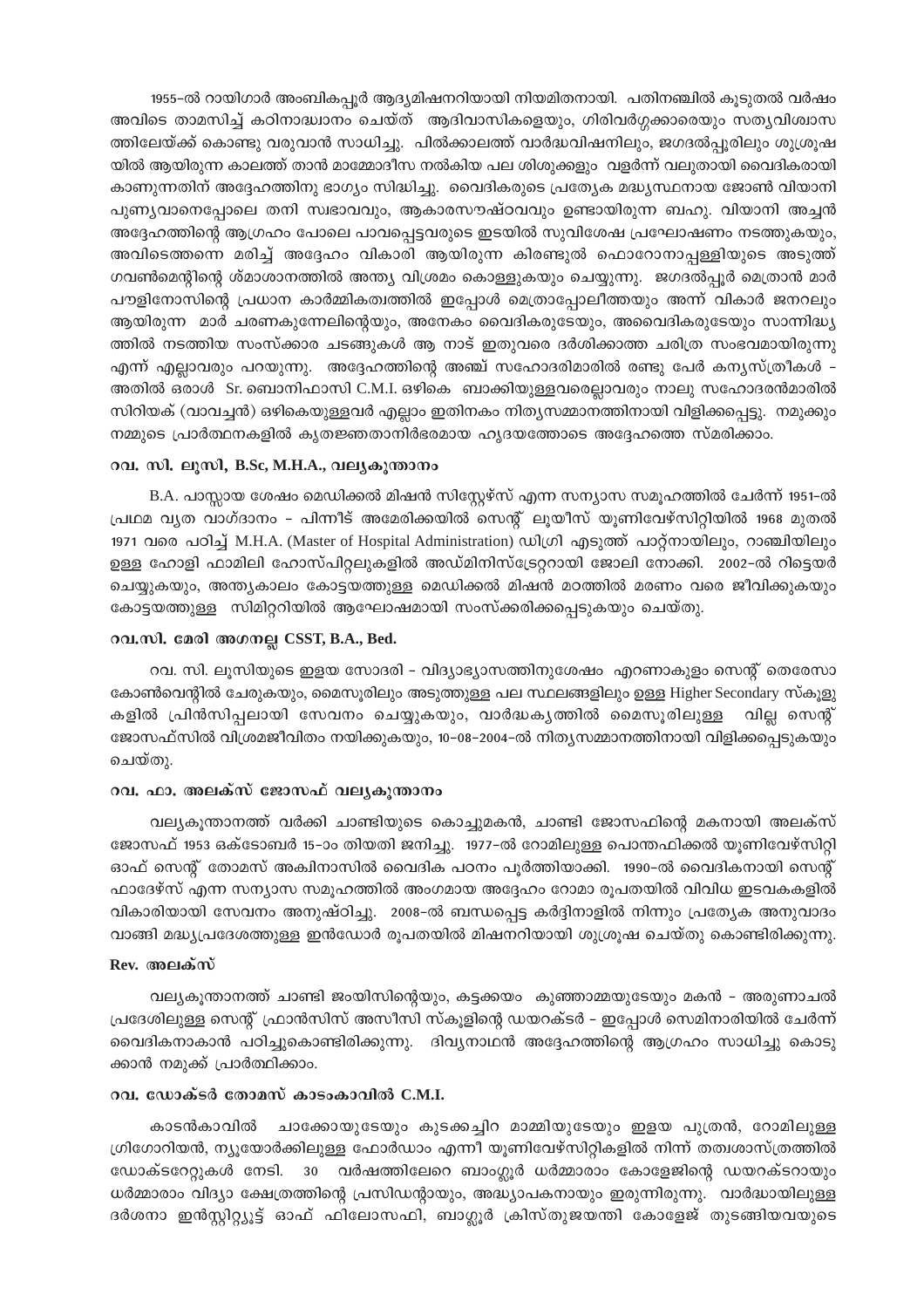1955-ൽ റായിഗാർ അംബികപ്പൂർ ആദ്യമിഷനറിയായി നിയമിതനായി. പതിനഞ്ചിൽ കൂടുതൽ വർഷം അവിടെ താമസിച്ച് കഠിനാദ്ധ്വാനം ചെയ്ത് ആദിവാസികളെയും, ഗിരിവർഗ്ഗക്കാരെയും സത്യവിശ്വാസത്തിലേയ്ക്ക് കൊണ്ടു വരുവാൻ സാധിച്ചു. പിൽക്കാലത്ത് വാർദ്ധവിഷനിലും, ജഗദൽപ്പൂരിലും ശുശ്രൂഷയിൽ ആയിരുന്ന കാലത്ത് താൻ മാമ്മോദീസ നൽകിയ പല ശിശുക്കളും വളർന്ന് വലുതായി വൈദികരായി കാണുന്നതിന് അദ്ദേഹത്തിനു ഭാഗ്യം സിദ്ധിച്ചു. വൈദികരുടെ പ്രത്യേക മദ്ധ്യസ്ഥനായ ജോൺ വിയാനി പുണ്യവാനെപ്പോലെ തനി സ്വഭാവവും, ആകാരസൗഷ്ഠവവും ഉണ്ടായിരുന്ന ബഹു. വിയാനി അച്ചൻ അദ്ദേഹത്തിന്റെ ആഗ്രഹം പോലെ പാവപ്പെട്ടവരുടെ ഇടയിൽ സുവിശേഷ പ്രഘോഷണം നടത്തുകയും, അവിടെത്തന്നെ മരിച്ച് അദ്ദേഹം വികാരി ആയിരുന്ന കിരണ്ടുൽ ഫൊറോനാപ്പള്ളിയുടെ അടുത്ത് ഗവൺമെന്റിന്റെ ശ്മാശാനത്തിൽ അന്ത്യ വിശ്രമം കൊള്ളുകയും ചെയ്യുന്നു. ജഗദൽപ്പൂർ മെത്രാൻ മാർ പൗളിനോസിന്റെ പ്രധാന കാർമ്മികത്വത്തിൽ ഇപ്പോൾ മെത്രാപ്പോലീത്തയും അന്ന് വികാർ ജനറലും ആയിരുന്ന മാർ ചരണകുന്നേലിന്റെയും, അനേകം വൈദികരുടേയും, അവൈദികരുടേയും സാന്നിദ്ധ്യത്തിൽ നടത്തിയ സംസ്ക്കാര ചടങ്ങുകൾ ആ നാട് ഇതുവരെ ദർശിക്കാത്ത ചരിത്ര സംഭവമായിരുന്നു എന്ന് എല്ലാവരും പറയുന്നു. അദ്ദേഹത്തിന്റെ അഞ്ച് സഹോദരിമാരിൽ രണ്ടു പേർ കന്യസ്ത്രീകൾ – അതിൽ ഒരാൾ Sr. ബൊനിഫാസി C.M.I. ഒഴികെ ബാക്കിയുള്ളവരെല്ലാവരും നാലു സഹോദരൻമാരിൽ സിറിയക് (വാവച്ചൻ) ഒഴികെയുള്ളവർ എല്ലാം ഇതിനകം നിത്യസമ്മാനത്തിനായി വിളിക്കപ്പെട്ടു. നമുക്കും നമ്മുടെ പ്രാർത്ഥനകളിൽ കൃതജ്ഞതാനിർഭരമായ ഹൃദയത്തോടെ അദ്ദേഹത്തെ സ്മരിക്കാം.

### റവ. സി. ലൂസി, B.Sc, M.H.A., വല്യകൂന്താനം

B.A. പാസ്സായ ശേഷം മെഡിക്കൽ മിഷൻ സിസ്റ്റേഴ്സ് എന്ന സന്യാസ സമൂഹത്തിൽ ചേർന്ന് 1951-ൽ പ്രഥമ വ്യത വാഗ്ദാനം – പിന്നീട് അമേരിക്കയിൽ സെന്റ് ലൂയീസ് യൂണിവേഴ്സിറ്റിയിൽ 1968 മുതൽ 1971 വരെ പഠിച്ച് M.H.A. (Master of Hospital Administration) ഡിഗ്രി എടുത്ത് പാറ്റ്നായിലും, റാഞ്ചിയിലും ഉള്ള ഹോളി ഫാമിലി ഹോസ്പിറ്റലുകളിൽ അഡ്മിനിസ്ട്രേറ്ററായി ജോലി നോക്കി. 2002-ൽ റിട്ടെയർ ചെയ്യുകയും, അന്ത്യകാലം കോട്ടയത്തുള്ള മെഡിക്കൽ മിഷൻ മഠത്തിൽ മരണം വരെ ജീവിക്കുകയും കോട്ടയത്തുള്ള സിമിറ്ററിയിൽ ആഘോഷമായി സംസ്ക്കരിക്കപ്പെടുകയും ചെയ്തു.

### റവ.സി. മേരി അഗനല്ല CSST, B.A., Bed.

റവ. സി. ലൂസിയുടെ ഇളയ സോദരി – വിദ്യാഭ്യാസത്തിനുശേഷം എറണാകുളം സെന്റ് തെരേസാ കോൺവെന്റിൽ ചേരുകയും, മൈസൂരിലും അടുത്തുള്ള പല സ്ഥലങ്ങളിലും ഉള്ള Higher Secondary സ്കൂളുകളിൽ പ്രിൻസിപ്പലായി സേവനം ചെയ്യുകയും, വാർദ്ധകൃത്തിൽ മൈസൂരിലുള്ള വില്ല സെന്റ് ജോസഫ്സിൽ വിശ്രമജീവിതം നയിക്കുകയും, 10-08-2004-ൽ നിത്യസമ്മാനത്തിനായി വിളിക്കപ്പെടുകയും ചെയ്തു.

### റവ. ഫാ. അലക്സ് ജോസഫ് വല്യകൂന്താനം

വല്യകൂന്താനത്ത് വർക്കി ചാണ്ടിയുടെ കൊച്ചുമകൻ, ചാണ്ടി ജോസഫിന്റെ മകനായി അലക്സ് ജോസഫ് 1953 ഒക്ടോബർ 15-ാം തിയതി ജനിച്ചു. 1977-ൽ റോമിലുള്ള പൊന്തഫിക്കൽ യൂണിവേഴ്സിറ്റി ഓഫ് സെന്റ് തോമസ് അക്വിനാസിൽ വൈദിക പഠനം പൂർത്തിയാക്കി. 1990-ൽ വൈദികനായി സെന്റ് ഫാദേഴ്സ് എന്ന സന്യാസ സമൂഹത്തിൽ അംഗമായ അദ്ദേഹം റോമാ രൂപതയിൽ വിവിധ ഇടവകകളിൽ വികാരിയായി സേവനം അനുഷ്ഠിച്ചു. 2008-ൽ ബന്ധപ്പെട്ട കർദ്ദിനാളിൽ നിന്നും പ്രത്യേക അനുവാദം വാങ്ങി മദ്ധ്യപ്രദേശത്തുള്ള ഇൻഡോർ രൂപതയിൽ മിഷനറിയായി ശുശ്രൂഷ ചെയ്തു കൊണ്ടിരിക്കുന്നു.

### Rev. അലക്സ്

വല്യകൂന്താനത്ത് ചാണ്ടി ജംയിസിന്റെയും, കട്ടക്കയം കുഞ്ഞാമ്മയുടേയും മകൻ – അരുണാചൽ പ്രദേശിലുള്ള സെന്റ് ഫ്രാൻസിസ് അസീസി സ്കൂളിന്റെ ഡയറക്ടർ – ഇപ്പോൾ സെമിനാരിയിൽ ചേർന്ന് വൈദികനാകാൻ പഠിച്ചുകൊണ്ടിരിക്കുന്നു. ദിവ്യനാഥൻ അദ്ദേഹത്തിന്റെ ആഗ്രഹം സാധിച്ചു കൊടുക്കാൻ നമുക്ക് പ്രാർത്ഥിക്കാം.

### റവ. ഡോക്ടർ തോമസ് കാടംകാവിൽ C.M.I.

കാടൻകാവിൽ ചാക്കോയുടേയും കുടക്കച്ചിറ മാമ്മിയുടേയും ഇളയ പുത്രൻ, റോമിലുള്ള ഗ്രിഗോറിയൻ, ന്യൂയോർക്കിലുള്ള ഫോർഡാം എന്നീ യൂണിവേഴ്സിറ്റികളിൽ നിന്ന് തത്വശാസ്ത്രത്തിൽ ഡോക്ടറേറ്റുകൾ നേടി. 30 വർഷത്തിലേറെ ബാംഗ്ലൂർ ധർമ്മാരാം കോളേജിന്റെ ഡയറക്ടറായും ധർമ്മാരാം വിദ്യാ ക്ഷേത്രത്തിന്റെ പ്രസിഡന്റായും, അദ്ധ്യാപകനായും ഇരുന്നിരുന്നു. വാർദ്ധായിലുള്ള ദർശനാ ഇൻസ്റ്റിറ്റ്യൂട്ട് ഓഫ് ഫിലോസഫി, ബാഗ്ലൂർ ക്രിസ്തുജയന്തി കോളേജ് തുടങ്ങിയവയുടെ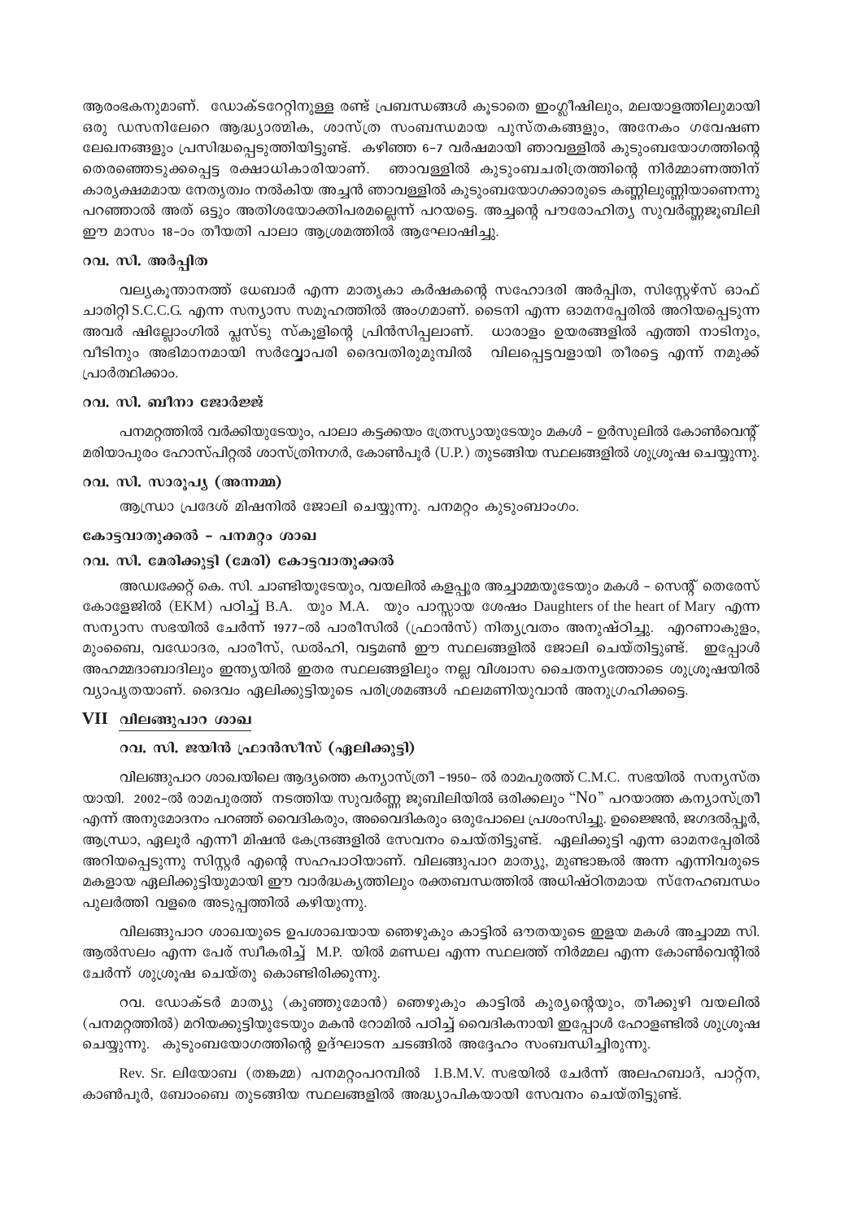ആരംഭകനുമാണ്. ഡോക്ടറേറ്റിനുള്ള രണ്ട് പ്രബന്ധങ്ങൾ കൂടാതെ ഇംഗ്ലീഷിലും, മലയാളത്തിലുമായി ഒരു ഡസനിലേറെ ആദ്ധ്യാത്മിക, ശാസ്ത്ര സംബന്ധമായ പുസ്തകങ്ങളും, അനേകം ഗവേഷണ ലേഖനങ്ങളും പ്രസിദ്ധപ്പെടുത്തിയിട്ടുണ്ട്. കഴിഞ്ഞ 6–7 വർഷമായി ഞാവള്ളിൽ കുടുംബയോഗത്തിന്റെ തെരഞ്ഞെടുക്കപ്പെട്ട രക്ഷാധികാരിയാണ്. ഞാവള്ളിൽ കുടുംബചരിത്രത്തിന്റെ നിർമ്മാണത്തിന് കാര്യക്ഷമമായ നേതൃത്വം നൽകിയ അച്ചൻ ഞാവള്ളിൽ കുടുംബയോഗക്കാരുടെ കണ്ണിലുണ്ണിയാണെന്നു പറഞ്ഞാൽ അത് ഒട്ടും അതിശയോക്തിപരമല്ലെന്ന് പറയട്ടെ. അച്ചന്റെ പൗരോഹിത്യ സുവർണ്ണജൂബിലി ഈ മാസം 18–ാം തീയതി പാലാ ആശ്രമത്തിൽ ആഘോഷിച്ചു.

### റവ. സി. അർപ്പിത

വല്യകൂന്താനത്ത് ധേബാർ എന്ന മാതൃകാ കർഷകന്റെ സഹോദരി അർപ്പിത, സിസ്റ്റേഴ്സ് ഓഫ് ചാരിറ്റി S.C.C.G. എന്ന സന്യാസ സമൂഹത്തിൽ അംഗമാണ്. ടൈനി എന്ന ഓമനപ്പേരിൽ അറിയപ്പെടുന്ന അവർ ഷില്ലോംഗിൽ പ്ലസ്ടു സ്കൂളിന്റെ പ്രിൻസിപ്പലാണ്. ധാരാളം ഉയരങ്ങളിൽ എത്തി നാടിനും, വീടിനും അഭിമാനമായി സർവ്വോപരി ദൈവതിരുമുമ്പിൽ വിലപ്പെട്ടവളായി തീരട്ടെ എന്ന് നമുക്ക് പ്രാർത്ഥിക്കാം.

### റവ. സി. ബീനാ ജോർജ്ജ്

പനമറ്റത്തിൽ വർക്കിയുടേയും, പാലാ കട്ടക്കയം ത്രേസ്യായുടേയും മകൾ – ഉർസുലിൽ കോൺവെന്റ് മരിയാപുരം ഹോസ്പിറ്റൽ ശാസ്ത്രിനഗർ, കോൺപൂർ (U.P.) തുടങ്ങിയ സ്ഥലങ്ങളിൽ ശുശ്രൂഷ ചെയ്യുന്നു.

### റവ. സി. സാരൂപ്യ (അന്നമ്മ)

ആന്ധ്രാ പ്രദേശ് മിഷനിൽ ജോലി ചെയ്യുന്നു. പനമറ്റം കുടുംബാംഗം.

### കോട്ടവാതുക്കൽ – പനമറ്റം ശാഖ

### റവ. സി. മേരിക്കുട്ടി (മേരി) കോട്ടവാതുക്കൽ

അഡ്വക്കേറ്റ് കെ. സി. ചാണ്ടിയുടേയും, വയലിൽ കളപ്പുര അച്ചാമ്മയുടേയും മകൾ – സെന്റ് തെരേസ് കോളേജിൽ (EKM) പഠിച്ച് B.A. യും M.A. യും പാസ്സായ ശേഷം Daughters of the heart of Mary എന്ന സന്യാസ സഭയിൽ ചേർന്ന് 1977–ൽ പാരീസിൽ (ഫ്രാൻസ്) നിത്യവ്രതം അനുഷ്ഠിച്ചു. എറണാകുളം, മുംബൈ, വഡോദര, പാരീസ്, ഡൽഹി, വട്ടമൺ ഈ സ്ഥലങ്ങളിൽ ജോലി ചെയ്തിട്ടുണ്ട്. ഇപ്പോൾ അഹമ്മദാബാദിലും ഇന്ത്യയിൽ ഇതര സ്ഥലങ്ങളിലും നല്ല വിശ്വാസ ചൈതന്യത്തോടെ ശുശ്രൂഷയിൽ വ്യാപൃതയാണ്. ദൈവം ഏലിക്കുട്ടിയുടെ പരിശ്രമങ്ങൾ ഫലമണിയുവാൻ അനുഗ്രഹിക്കട്ടെ.

## VII <u>വിലങ്ങുപാറ ശാഖ</u>

### റവ. സി. ജയിൻ ഫ്രാൻസീസ് (ഏലിക്കുട്ടി)

വിലങ്ങുപാറ ശാഖയിലെ ആദ്യത്തെ കന്യാസ്ത്രീ –1950– ൽ രാമപുരത്ത് C.M.C. സഭയിൽ സന്യസ്ത യായി. 2002–ൽ രാമപുരത്ത് നടത്തിയ സുവർണ്ണ ജൂബിലിയിൽ ഒരിക്കലും "No" പറയാത്ത കന്യാസ്ത്രീ എന്ന് അനുമോദനം പറഞ്ഞ് വൈദികരും, അവൈദികരും ഒരുപോലെ പ്രശംസിച്ചു. ഉജ്ജൈൻ, ജഗദൽപ്പൂർ, ആന്ധ്രാ, ഏലൂർ എന്നീ മിഷൻ കേന്ദ്രങ്ങളിൽ സേവനം ചെയ്തിട്ടുണ്ട്. ഏലിക്കുട്ടി എന്ന ഓമനപ്പേരിൽ അറിയപ്പെടുന്നു സിസ്റ്റർ എന്റെ സഹപാഠിയാണ്. വിലങ്ങുപാറ മാത്യു, മുണ്ടാങ്കൽ അന്ന എന്നിവരുടെ മകളായ ഏലിക്കുട്ടിയുമായി ഈ വാർദ്ധക്യത്തിലും രക്തബന്ധത്തിൽ അധിഷ്ഠിതമായ സ്നേഹബന്ധം പുലർത്തി വളരെ അടുപ്പത്തിൽ കഴിയുന്നു.

വിലങ്ങുപാറ ശാഖയുടെ ഉപശാഖയായ ഞെഴുകും കാട്ടിൽ ഔതയുടെ ഇളയ മകൾ അച്ചാമ്മ സി. ആൽസലം എന്ന പേര് സ്വീകരിച്ച് M.P. യിൽ മണ്ഡല എന്ന സ്ഥലത്ത് നിർമ്മല എന്ന കോൺവെന്റിൽ ചേർന്ന് ശുശ്രൂഷ ചെയ്തു കൊണ്ടിരിക്കുന്നു.

റവ. ഡോക്ടർ മാത്യു (കുഞ്ഞുമോൻ) ഞെഴുകും കാട്ടിൽ കുര്യന്റെയും, തീക്കുഴി വയലിൽ (പനമറ്റത്തിൽ) മറിയക്കുട്ടിയുടേയും മകൻ റോമിൽ പഠിച്ച് വൈദികനായി ഇപ്പോൾ ഹോളണ്ടിൽ ശുശ്രൂഷ ചെയ്യുന്നു. കുടുംബയോഗത്തിന്റെ ഉദ്ഘാടന ചടങ്ങിൽ അദ്ദേഹം സംബന്ധിച്ചിരുന്നു.

Rev. Sr. ലിയോബ (തങ്കമ്മ) പനമറ്റംപറമ്പിൽ I.B.M.V. സഭയിൽ ചേർന്ന് അലഹബാദ്, പാറ്റ്ന, കാൺപൂർ, ബോംബെ തുടങ്ങിയ സ്ഥലങ്ങളിൽ അദ്ധ്യാപികയായി സേവനം ചെയ്തിട്ടുണ്ട്.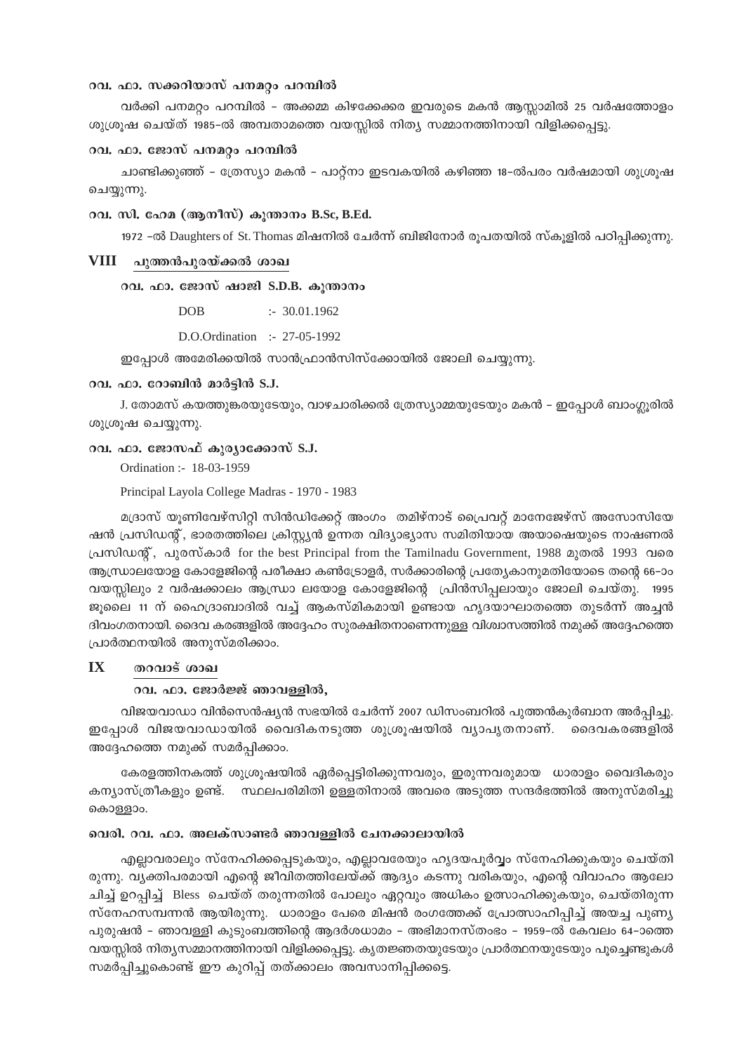### റവ. ഫാ. സക്കറിയാസ് പനമറ്റം പറമ്പിൽ

വർക്കി പനമറ്റം പറമ്പിൽ – അക്കമ്മ കിഴക്കേക്കര ഇവരുടെ മകൻ ആസ്സാമിൽ 25 വർഷത്തോളം ശുശ്രൂഷ ചെയ്ത് 1985–ൽ അമ്പതാമത്തെ വയസ്സിൽ നിത്യ സമ്മാനത്തിനായി വിളിക്കപ്പെട്ടു.

### റവ. ഫാ. ജോസ് പനമറ്റം പറമ്പിൽ

ചാണ്ടിക്കുഞ്ഞ് – ത്രേസ്യാ മകൻ – പാറ്റ്നാ ഇടവകയിൽ കഴിഞ്ഞ 18–ൽപരം വർഷമായി ശുശ്രൂഷ ചെയ്യുന്നു.

### റവ. സി. ഹേമ (ആനീസ്) കൂന്താനം B.Sc, B.Ed.

1972 –ൽ Daughters of St. Thomas മിഷനിൽ ചേർന്ന് ബിജിനോർ രൂപതയിൽ സ്കൂളിൽ പഠിപ്പിക്കുന്നു.

## VIII പുത്തൻപുരയ്ക്കൽ ശാഖ

### റവ. ഫാ. ജോസ് ഷാജി S.D.B. കൂന്താനം

DOB :- 30.01.1962

D.O.Ordination :- 27-05-1992

ഇപ്പോൾ അമേരിക്കയിൽ സാൻഫ്രാൻസിസ്ക്കോയിൽ ജോലി ചെയ്യുന്നു.

### റവ. ഫാ. റോബിൻ മാർട്ടിൻ S.J.

J. തോമസ് കയത്തുങ്കരയുടേയും, വാഴചാരിക്കൽ ത്രേസ്യാമ്മയുടേയും മകൻ – ഇപ്പോൾ ബാംഗ്ലൂരിൽ ശുശ്രൂഷ ചെയ്യുന്നു.

### റവ. ഫാ. ജോസഫ് കുര്യാക്കോസ് S.J.

Ordination :- 18-03-1959

Principal Layola College Madras - 1970 - 1983

മദ്രാസ് യൂണിവേഴ്സിറ്റി സിൻഡിക്കേറ്റ് അംഗം തമിഴ്നാട് പ്രൈവറ്റ് മാനേജേഴ്സ് അസോസിയേഷൻ പ്രസിഡന്റ്, ഭാരതത്തിലെ ക്രിസ്റ്റ്യൻ ഉന്നത വിദ്യാഭ്യാസ സമിതിയായ അയാഷെയുടെ നാഷണൽ പ്രസിഡന്റ്, പുരസ്കാർ for the best Principal from the Tamilnadu Government, 1988 മുതൽ 1993 വരെ ആന്ധ്രാലയോള കോളേജിന്റെ പരീക്ഷാ കൺട്രോളർ, സർക്കാരിന്റെ പ്രത്യേകാനുമതിയോടെ തന്റെ 66–ാം വയസ്സിലും 2 വർഷക്കാലം ആന്ധ്രാ ലയോള കോളേജിന്റെ പ്രിൻസിപ്പലായും ജോലി ചെയ്തു. 1995 ജൂലൈ 11 ന് ഹൈദ്രാബാദിൽ വച്ച് ആകസ്മികമായി ഉണ്ടായ ഹൃദയാഘാതത്തെ തുടർന്ന് അച്ചൻ ദിവംഗതനായി. ദൈവ കരങ്ങളിൽ അദ്ദേഹം സുരക്ഷിതനാണെന്നുള്ള വിശ്വാസത്തിൽ നമുക്ക് അദ്ദേഹത്തെ പ്രാർത്ഥനയിൽ അനുസ്മരിക്കാം.

## IX തറവാട് ശാഖ

### റവ. ഫാ. ജോർജ്ജ് ഞാവള്ളിൽ,

വിജയവാഡാ വിൻസെൻഷ്യൻ സഭയിൽ ചേർന്ന് 2007 ഡിസംബറിൽ പുത്തൻകുർബാന അർപ്പിച്ചു. ഇപ്പോൾ വിജയവാഡായിൽ വൈദികനടുത്ത ശുശ്രൂഷയിൽ വ്യാപൃതനാണ്. ദൈവകരങ്ങളിൽ അദ്ദേഹത്തെ നമുക്ക് സമർപ്പിക്കാം.

കേരളത്തിനകത്ത് ശുശ്രൂഷയിൽ ഏർപ്പെട്ടിരിക്കുന്നവരും, ഇരുന്നവരുമായ ധാരാളം വൈദികരും കന്യാസ്ത്രീകളും ഉണ്ട്. സ്ഥലപരിമിതി ഉള്ളതിനാൽ അവരെ അടുത്ത സന്ദർഭത്തിൽ അനുസ്മരിച്ചു കൊള്ളാം.

### വെരി. റവ. ഫാ. അലക്സാണ്ടർ ഞാവള്ളിൽ ചേനക്കാലായിൽ

എല്ലാവരാലും സ്നേഹിക്കപ്പെടുകയും, എല്ലാവരേയും ഹൃദയപൂർവ്വം സ്നേഹിക്കുകയും ചെയ്തിരുന്നു. വ്യക്തിപരമായി എന്റെ ജീവിതത്തിലേയ്ക്ക് ആദ്യം കടന്നു വരികയും, എന്റെ വിവാഹം ആലോചിച്ച് ഉറപ്പിച്ച് Bless ചെയ്ത് തരുന്നതിൽ പോലും ഏറ്റവും അധികം ഉത്സാഹിക്കുകയും, ചെയ്തിരുന്ന സ്നേഹസമ്പന്നൻ ആയിരുന്നു. ധാരാളം പേരെ മിഷൻ രംഗത്തേക്ക് പ്രോത്സാഹിപ്പിച്ച് അയച്ച പുണ്യ പുരുഷൻ – ഞാവള്ളി കുടുംബത്തിന്റെ ആദർശധാമം – അഭിമാനസ്തംഭം – 1959–ൽ കേവലം 64–ാമത്തെ വയസ്സിൽ നിത്യസമ്മാനത്തിനായി വിളിക്കപ്പെട്ടു. കൃതജ്ഞതയുടേയും പ്രാർത്ഥനയുടേയും പൂച്ചെണ്ടുകൾ സമർപ്പിച്ചുകൊണ്ട് ഈ കുറിപ്പ് തത്ക്കാലം അവസാനിപ്പിക്കട്ടെ.